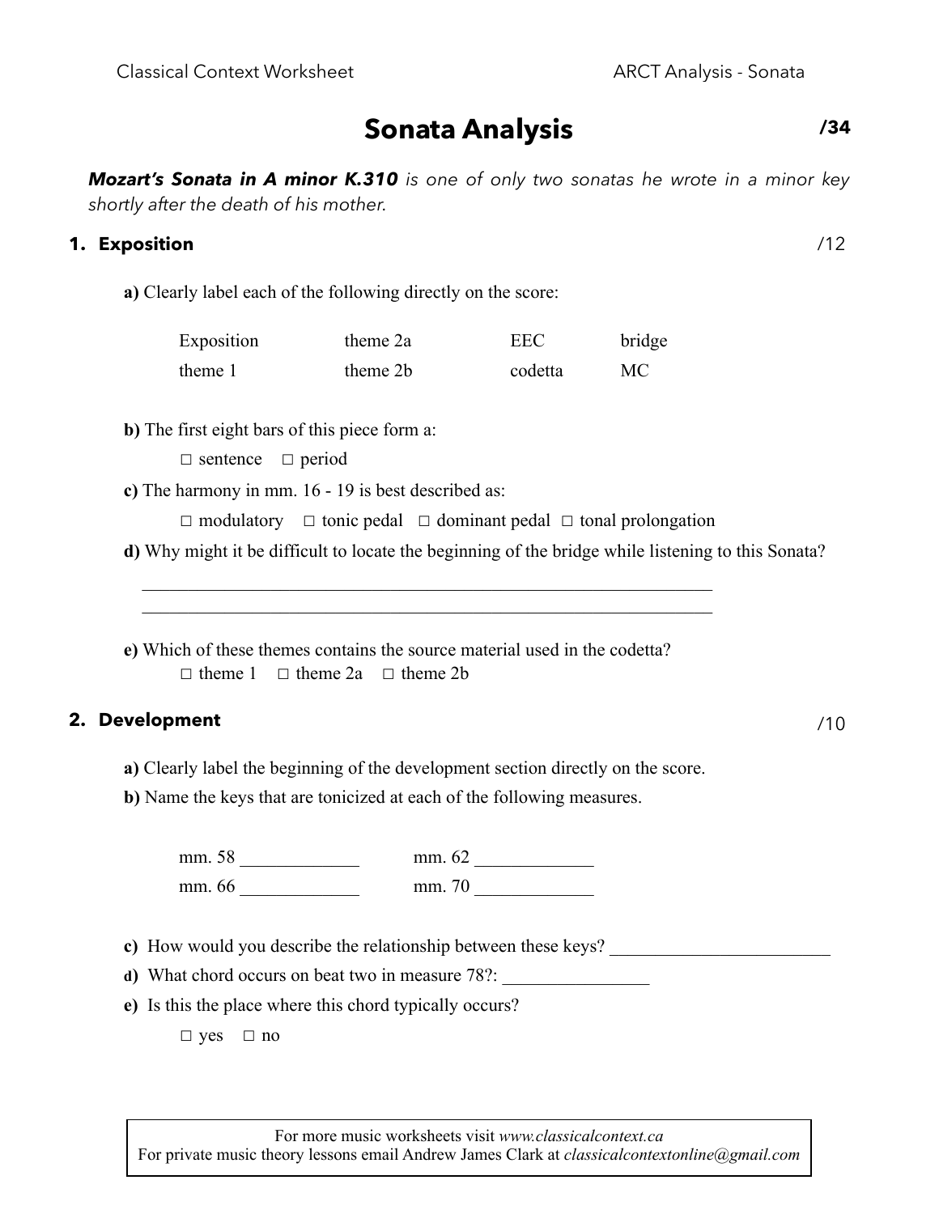# Sonata Analysis

**/34**

***Mozart's Sonata in A minor K.310*** *is one of only two sonatas he wrote in a minor key shortly after the death of his mother.*

## 1. Exposition

/12

**a)** Clearly label each of the following directly on the score:

| | | | |
|---|---|---|---|
| Exposition | theme 2a | EEC | bridge |
| theme 1 | theme 2b | codetta | MC |

**b)** The first eight bars of this piece form a:

□ sentence □ period

**c)** The harmony in mm. 16 - 19 is best described as:

□ modulatory □ tonic pedal □ dominant pedal □ tonal prolongation

**d)** Why might it be difficult to locate the beginning of the bridge while listening to this Sonata?

_______________________________________________________________

_______________________________________________________________

**e)** Which of these themes contains the source material used in the codetta?

□ theme 1 □ theme 2a □ theme 2b

## 2. Development

/10

**a)** Clearly label the beginning of the development section directly on the score.

**b)** Name the keys that are tonicized at each of the following measures.

mm. 58 _____________ mm. 62 _____________

mm. 66 _____________ mm. 70 _____________

**c)** How would you describe the relationship between these keys? ________________________

**d)** What chord occurs on beat two in measure 78?: ________________

**e)** Is this the place where this chord typically occurs?

□ yes □ no

For more music worksheets visit *www.classicalcontext.ca*
For private music theory lessons email Andrew James Clark at *classicalcontextonline@gmail.com*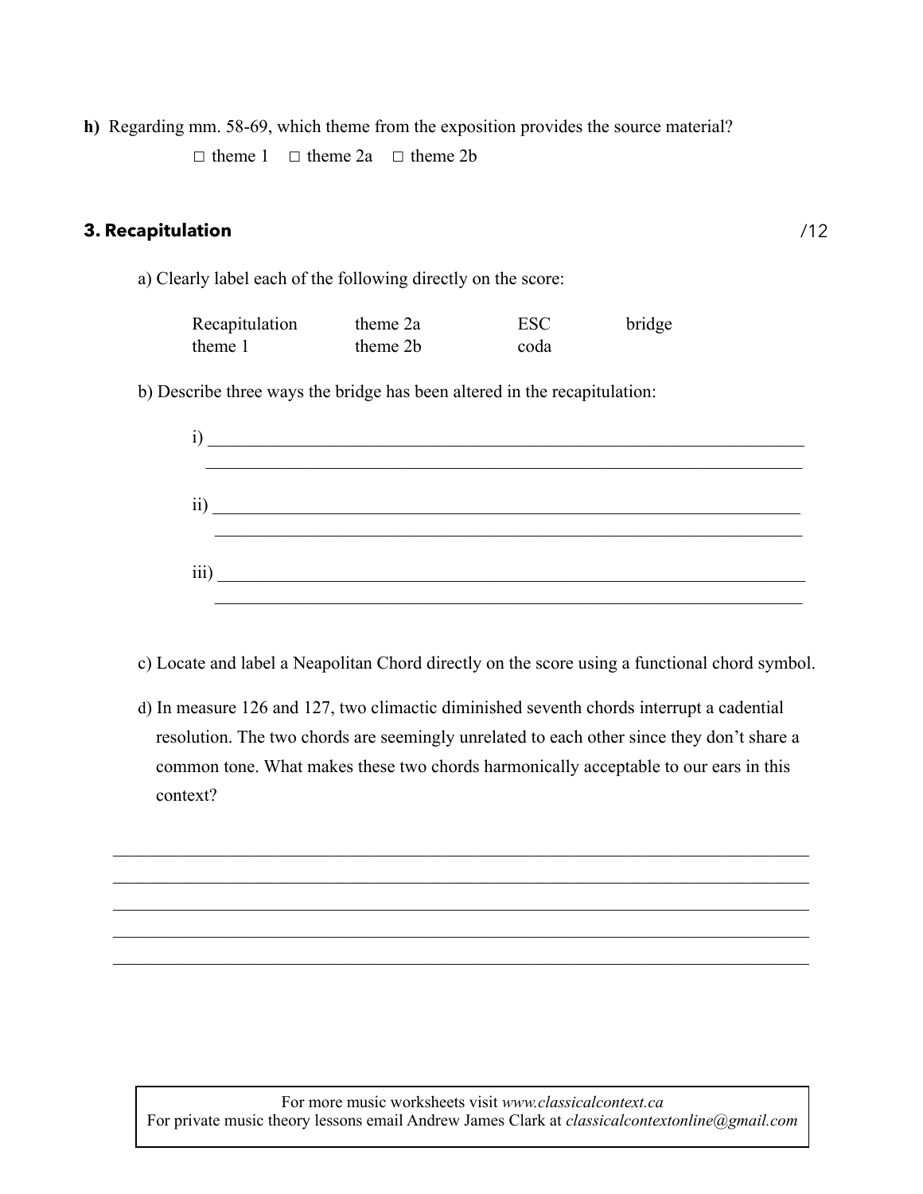**h)** Regarding mm. 58-69, which theme from the exposition provides the source material?

□ theme 1 □ theme 2a □ theme 2b

## 3. Recapitulation

/12

a) Clearly label each of the following directly on the score:

| | | | |
|---|---|---|---|
| Recapitulation | theme 2a | ESC | bridge |
| theme 1 | theme 2b | coda | |

b) Describe three ways the bridge has been altered in the recapitulation:

i) ______________________________________________________________________
______________________________________________________________________

ii) ______________________________________________________________________
______________________________________________________________________

iii) ______________________________________________________________________
______________________________________________________________________

c) Locate and label a Neapolitan Chord directly on the score using a functional chord symbol.

d) In measure 126 and 127, two climactic diminished seventh chords interrupt a cadential resolution. The two chords are seemingly unrelated to each other since they don't share a common tone. What makes these two chords harmonically acceptable to our ears in this context?

______________________________________________________________________
______________________________________________________________________
______________________________________________________________________
______________________________________________________________________
______________________________________________________________________

For more music worksheets visit *www.classicalcontext.ca*
For private music theory lessons email Andrew James Clark at *classicalcontextonline@gmail.com*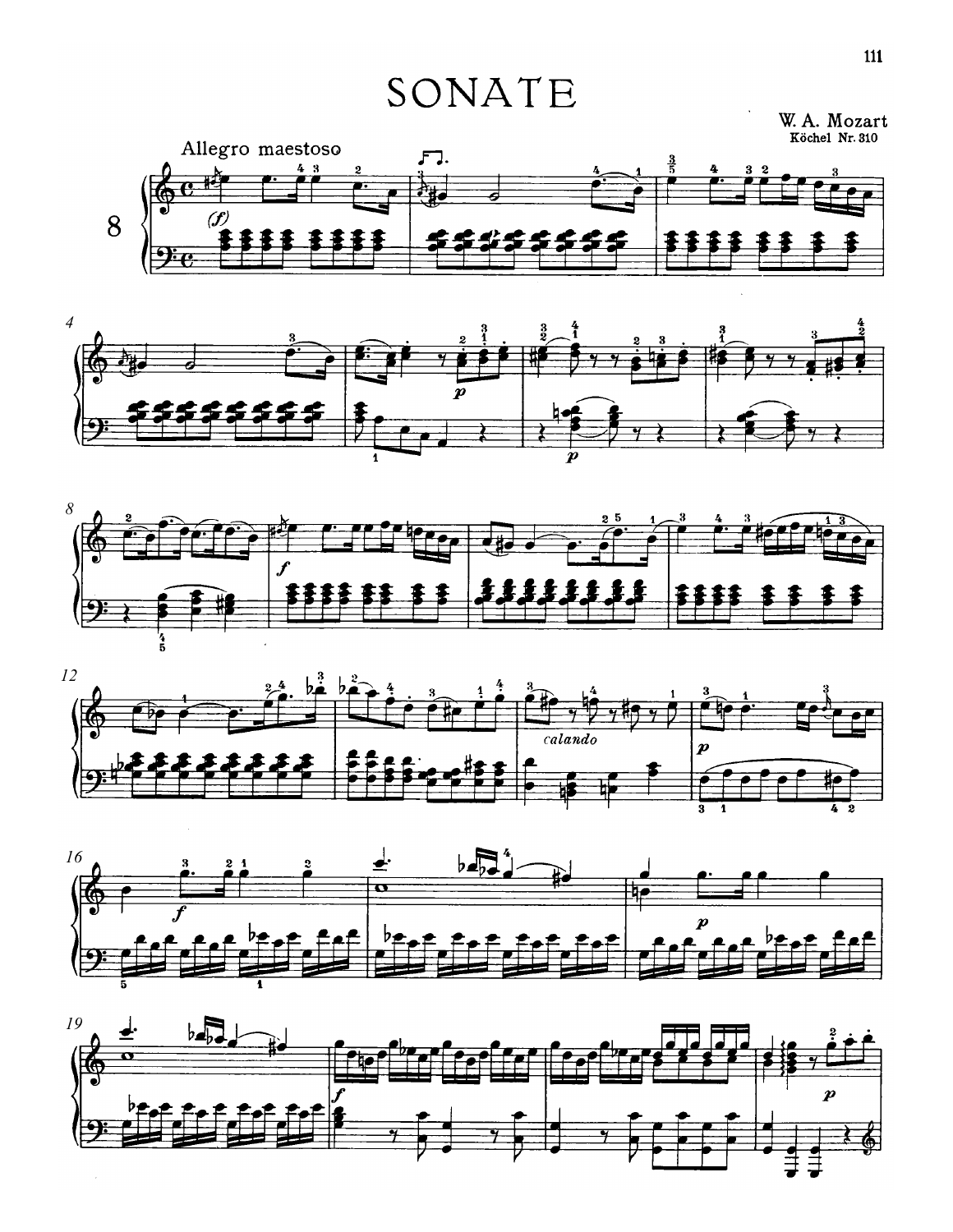# SONATE

W. A. Mozart
Köchel Nr. 310

8

Allegro maestoso